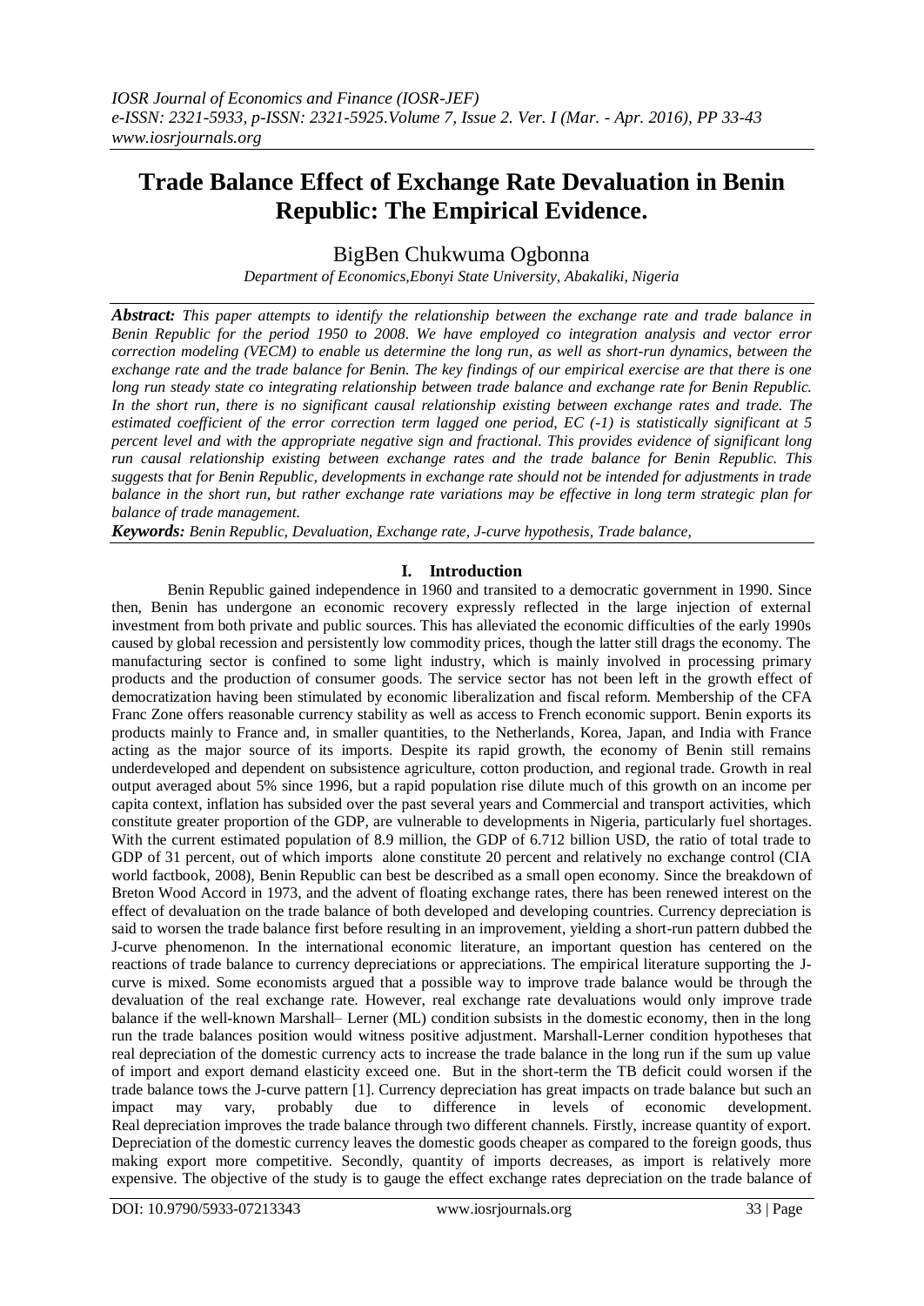# Trade Balance Effect of Exchange Rate Devaluation in Benin Republic: The Empirical Evidence.

BigBen Chukwuma Ogbonna

*Department of Economics,Ebonyi State University, Abakaliki, Nigeria*

***Abstract:*** *This paper attempts to identify the relationship between the exchange rate and trade balance in Benin Republic for the period 1950 to 2008. We have employed co integration analysis and vector error correction modeling (VECM) to enable us determine the long run, as well as short-run dynamics, between the exchange rate and the trade balance for Benin. The key findings of our empirical exercise are that there is one long run steady state co integrating relationship between trade balance and exchange rate for Benin Republic. In the short run, there is no significant causal relationship existing between exchange rates and trade. The estimated coefficient of the error correction term lagged one period, EC (-1) is statistically significant at 5 percent level and with the appropriate negative sign and fractional. This provides evidence of significant long run causal relationship existing between exchange rates and the trade balance for Benin Republic. This suggests that for Benin Republic, developments in exchange rate should not be intended for adjustments in trade balance in the short run, but rather exchange rate variations may be effective in long term strategic plan for balance of trade management.*

***Keywords:*** *Benin Republic, Devaluation, Exchange rate, J-curve hypothesis, Trade balance,*

## I. Introduction

Benin Republic gained independence in 1960 and transited to a democratic government in 1990. Since then, Benin has undergone an economic recovery expressly reflected in the large injection of external investment from both private and public sources. This has alleviated the economic difficulties of the early 1990s caused by global recession and persistently low commodity prices, though the latter still drags the economy. The manufacturing sector is confined to some light industry, which is mainly involved in processing primary products and the production of consumer goods. The service sector has not been left in the growth effect of democratization having been stimulated by economic liberalization and fiscal reform. Membership of the CFA Franc Zone offers reasonable currency stability as well as access to French economic support. Benin exports its products mainly to France and, in smaller quantities, to the Netherlands, Korea, Japan, and India with France acting as the major source of its imports. Despite its rapid growth, the economy of Benin still remains underdeveloped and dependent on subsistence agriculture, cotton production, and regional trade. Growth in real output averaged about 5% since 1996, but a rapid population rise dilute much of this growth on an income per capita context, inflation has subsided over the past several years and Commercial and transport activities, which constitute greater proportion of the GDP, are vulnerable to developments in Nigeria, particularly fuel shortages. With the current estimated population of 8.9 million, the GDP of 6.712 billion USD, the ratio of total trade to GDP of 31 percent, out of which imports alone constitute 20 percent and relatively no exchange control (CIA world factbook, 2008), Benin Republic can best be described as a small open economy. Since the breakdown of Breton Wood Accord in 1973, and the advent of floating exchange rates, there has been renewed interest on the effect of devaluation on the trade balance of both developed and developing countries. Currency depreciation is said to worsen the trade balance first before resulting in an improvement, yielding a short-run pattern dubbed the J-curve phenomenon. In the international economic literature, an important question has centered on the reactions of trade balance to currency depreciations or appreciations. The empirical literature supporting the J-curve is mixed. Some economists argued that a possible way to improve trade balance would be through the devaluation of the real exchange rate. However, real exchange rate devaluations would only improve trade balance if the well-known Marshall– Lerner (ML) condition subsists in the domestic economy, then in the long run the trade balances position would witness positive adjustment. Marshall-Lerner condition hypotheses that real depreciation of the domestic currency acts to increase the trade balance in the long run if the sum up value of import and export demand elasticity exceed one. But in the short-term the TB deficit could worsen if the trade balance tows the J-curve pattern [1]. Currency depreciation has great impacts on trade balance but such an impact may vary, probably due to difference in levels of economic development. Real depreciation improves the trade balance through two different channels. Firstly, increase quantity of export. Depreciation of the domestic currency leaves the domestic goods cheaper as compared to the foreign goods, thus making export more competitive. Secondly, quantity of imports decreases, as import is relatively more expensive. The objective of the study is to gauge the effect exchange rates depreciation on the trade balance of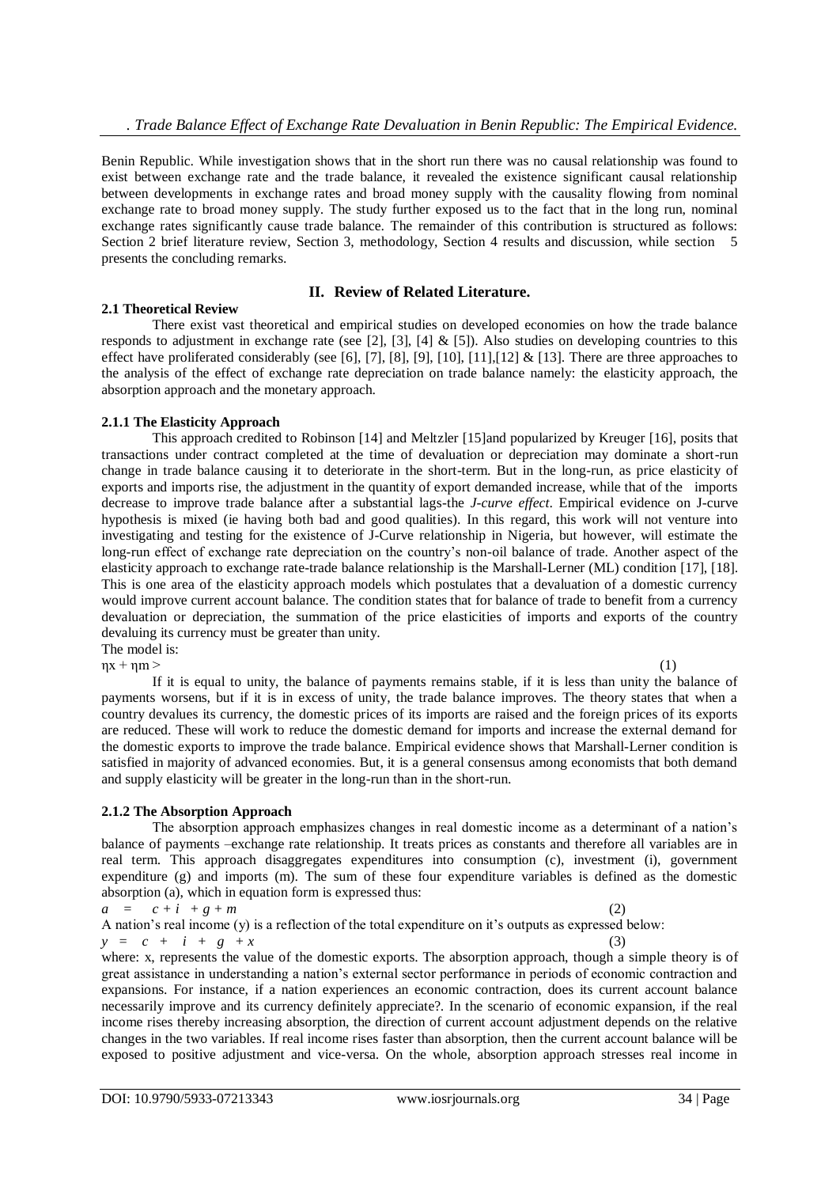Benin Republic. While investigation shows that in the short run there was no causal relationship was found to exist between exchange rate and the trade balance, it revealed the existence significant causal relationship between developments in exchange rates and broad money supply with the causality flowing from nominal exchange rate to broad money supply. The study further exposed us to the fact that in the long run, nominal exchange rates significantly cause trade balance. The remainder of this contribution is structured as follows: Section 2 brief literature review, Section 3, methodology, Section 4 results and discussion, while section 5 presents the concluding remarks.

## II. Review of Related Literature.

### 2.1 Theoretical Review

There exist vast theoretical and empirical studies on developed economies on how the trade balance responds to adjustment in exchange rate (see [2], [3], [4] & [5]). Also studies on developing countries to this effect have proliferated considerably (see [6], [7], [8], [9], [10], [11],[12] & [13]. There are three approaches to the analysis of the effect of exchange rate depreciation on trade balance namely: the elasticity approach, the absorption approach and the monetary approach.

#### 2.1.1 The Elasticity Approach

This approach credited to Robinson [14] and Meltzler [15]and popularized by Kreuger [16], posits that transactions under contract completed at the time of devaluation or depreciation may dominate a short-run change in trade balance causing it to deteriorate in the short-term. But in the long-run, as price elasticity of exports and imports rise, the adjustment in the quantity of export demanded increase, while that of the imports decrease to improve trade balance after a substantial lags-the *J-curve effect*. Empirical evidence on J-curve hypothesis is mixed (ie having both bad and good qualities). In this regard, this work will not venture into investigating and testing for the existence of J-Curve relationship in Nigeria, but however, will estimate the long-run effect of exchange rate depreciation on the country's non-oil balance of trade. Another aspect of the elasticity approach to exchange rate-trade balance relationship is the Marshall-Lerner (ML) condition [17], [18]. This is one area of the elasticity approach models which postulates that a devaluation of a domestic currency would improve current account balance. The condition states that for balance of trade to benefit from a currency devaluation or depreciation, the summation of the price elasticities of imports and exports of the country devaluing its currency must be greater than unity.

The model is:

$$\eta x + \eta m > \qquad (1)$$

If it is equal to unity, the balance of payments remains stable, if it is less than unity the balance of payments worsens, but if it is in excess of unity, the trade balance improves. The theory states that when a country devalues its currency, the domestic prices of its imports are raised and the foreign prices of its exports are reduced. These will work to reduce the domestic demand for imports and increase the external demand for the domestic exports to improve the trade balance. Empirical evidence shows that Marshall-Lerner condition is satisfied in majority of advanced economies. But, it is a general consensus among economists that both demand and supply elasticity will be greater in the long-run than in the short-run.

#### 2.1.2 The Absorption Approach

The absorption approach emphasizes changes in real domestic income as a determinant of a nation's balance of payments –exchange rate relationship. It treats prices as constants and therefore all variables are in real term. This approach disaggregates expenditures into consumption (c), investment (i), government expenditure (g) and imports (m). The sum of these four expenditure variables is defined as the domestic absorption (a), which in equation form is expressed thus:

$$a = c + i + g + m \qquad (2)$$

A nation's real income (y) is a reflection of the total expenditure on it's outputs as expressed below:

$$y = c + i + g + x \qquad (3)$$

where: x, represents the value of the domestic exports. The absorption approach, though a simple theory is of great assistance in understanding a nation's external sector performance in periods of economic contraction and expansions. For instance, if a nation experiences an economic contraction, does its current account balance necessarily improve and its currency definitely appreciate?. In the scenario of economic expansion, if the real income rises thereby increasing absorption, the direction of current account adjustment depends on the relative changes in the two variables. If real income rises faster than absorption, then the current account balance will be exposed to positive adjustment and vice-versa. On the whole, absorption approach stresses real income in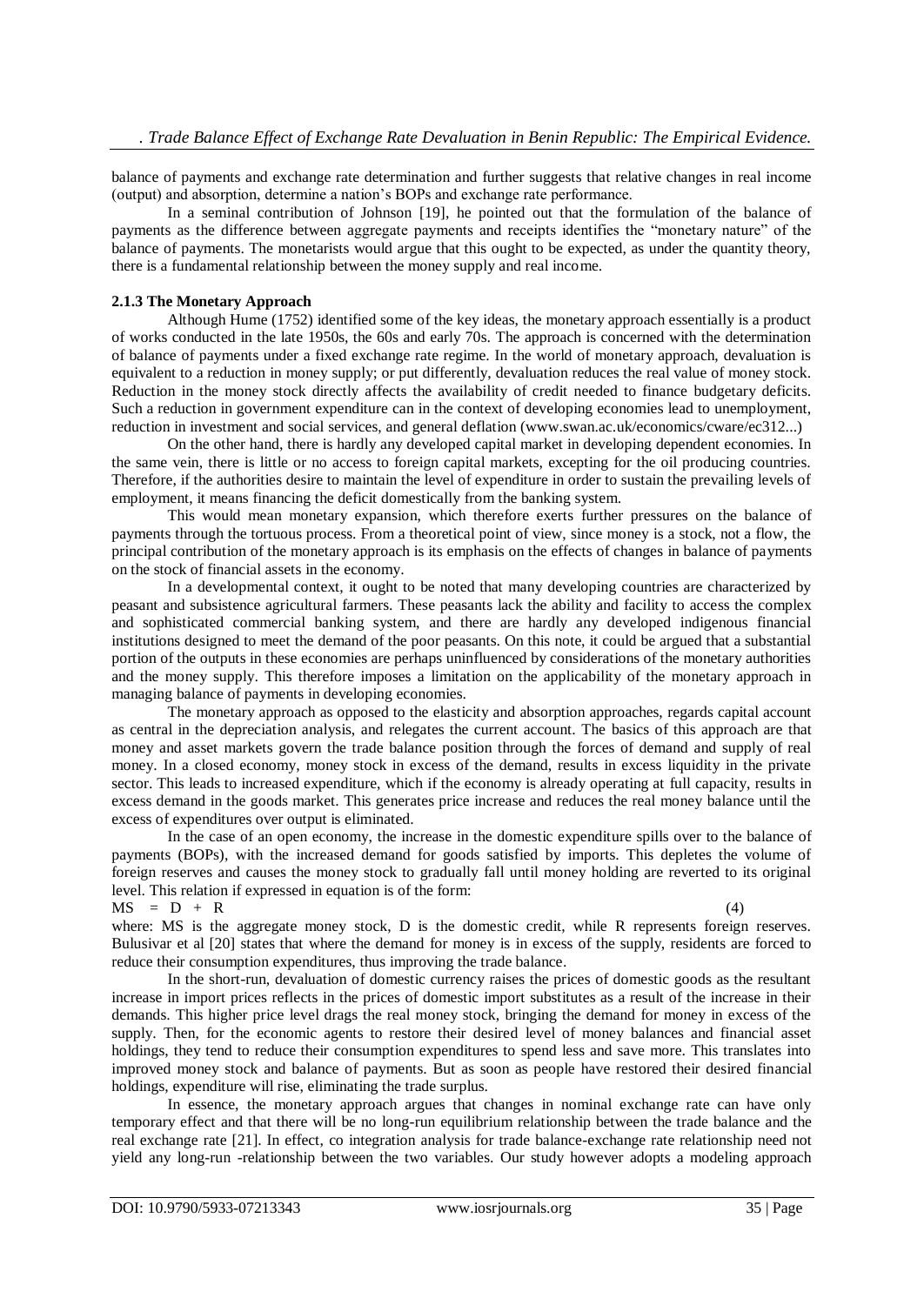balance of payments and exchange rate determination and further suggests that relative changes in real income (output) and absorption, determine a nation's BOPs and exchange rate performance.

In a seminal contribution of Johnson [19], he pointed out that the formulation of the balance of payments as the difference between aggregate payments and receipts identifies the "monetary nature" of the balance of payments. The monetarists would argue that this ought to be expected, as under the quantity theory, there is a fundamental relationship between the money supply and real income.

### 2.1.3 The Monetary Approach

Although Hume (1752) identified some of the key ideas, the monetary approach essentially is a product of works conducted in the late 1950s, the 60s and early 70s. The approach is concerned with the determination of balance of payments under a fixed exchange rate regime. In the world of monetary approach, devaluation is equivalent to a reduction in money supply; or put differently, devaluation reduces the real value of money stock. Reduction in the money stock directly affects the availability of credit needed to finance budgetary deficits. Such a reduction in government expenditure can in the context of developing economies lead to unemployment, reduction in investment and social services, and general deflation (www.swan.ac.uk/economics/cware/ec312...)

On the other hand, there is hardly any developed capital market in developing dependent economies. In the same vein, there is little or no access to foreign capital markets, excepting for the oil producing countries. Therefore, if the authorities desire to maintain the level of expenditure in order to sustain the prevailing levels of employment, it means financing the deficit domestically from the banking system.

This would mean monetary expansion, which therefore exerts further pressures on the balance of payments through the tortuous process. From a theoretical point of view, since money is a stock, not a flow, the principal contribution of the monetary approach is its emphasis on the effects of changes in balance of payments on the stock of financial assets in the economy.

In a developmental context, it ought to be noted that many developing countries are characterized by peasant and subsistence agricultural farmers. These peasants lack the ability and facility to access the complex and sophisticated commercial banking system, and there are hardly any developed indigenous financial institutions designed to meet the demand of the poor peasants. On this note, it could be argued that a substantial portion of the outputs in these economies are perhaps uninfluenced by considerations of the monetary authorities and the money supply. This therefore imposes a limitation on the applicability of the monetary approach in managing balance of payments in developing economies.

The monetary approach as opposed to the elasticity and absorption approaches, regards capital account as central in the depreciation analysis, and relegates the current account. The basics of this approach are that money and asset markets govern the trade balance position through the forces of demand and supply of real money. In a closed economy, money stock in excess of the demand, results in excess liquidity in the private sector. This leads to increased expenditure, which if the economy is already operating at full capacity, results in excess demand in the goods market. This generates price increase and reduces the real money balance until the excess of expenditures over output is eliminated.

In the case of an open economy, the increase in the domestic expenditure spills over to the balance of payments (BOPs), with the increased demand for goods satisfied by imports. This depletes the volume of foreign reserves and causes the money stock to gradually fall until money holding are reverted to its original level. This relation if expressed in equation is of the form:

$$MS = D + R \tag{4}$$

where: MS is the aggregate money stock, D is the domestic credit, while R represents foreign reserves. Bulusivar et al [20] states that where the demand for money is in excess of the supply, residents are forced to reduce their consumption expenditures, thus improving the trade balance.

In the short-run, devaluation of domestic currency raises the prices of domestic goods as the resultant increase in import prices reflects in the prices of domestic import substitutes as a result of the increase in their demands. This higher price level drags the real money stock, bringing the demand for money in excess of the supply. Then, for the economic agents to restore their desired level of money balances and financial asset holdings, they tend to reduce their consumption expenditures to spend less and save more. This translates into improved money stock and balance of payments. But as soon as people have restored their desired financial holdings, expenditure will rise, eliminating the trade surplus.

In essence, the monetary approach argues that changes in nominal exchange rate can have only temporary effect and that there will be no long-run equilibrium relationship between the trade balance and the real exchange rate [21]. In effect, co integration analysis for trade balance-exchange rate relationship need not yield any long-run -relationship between the two variables. Our study however adopts a modeling approach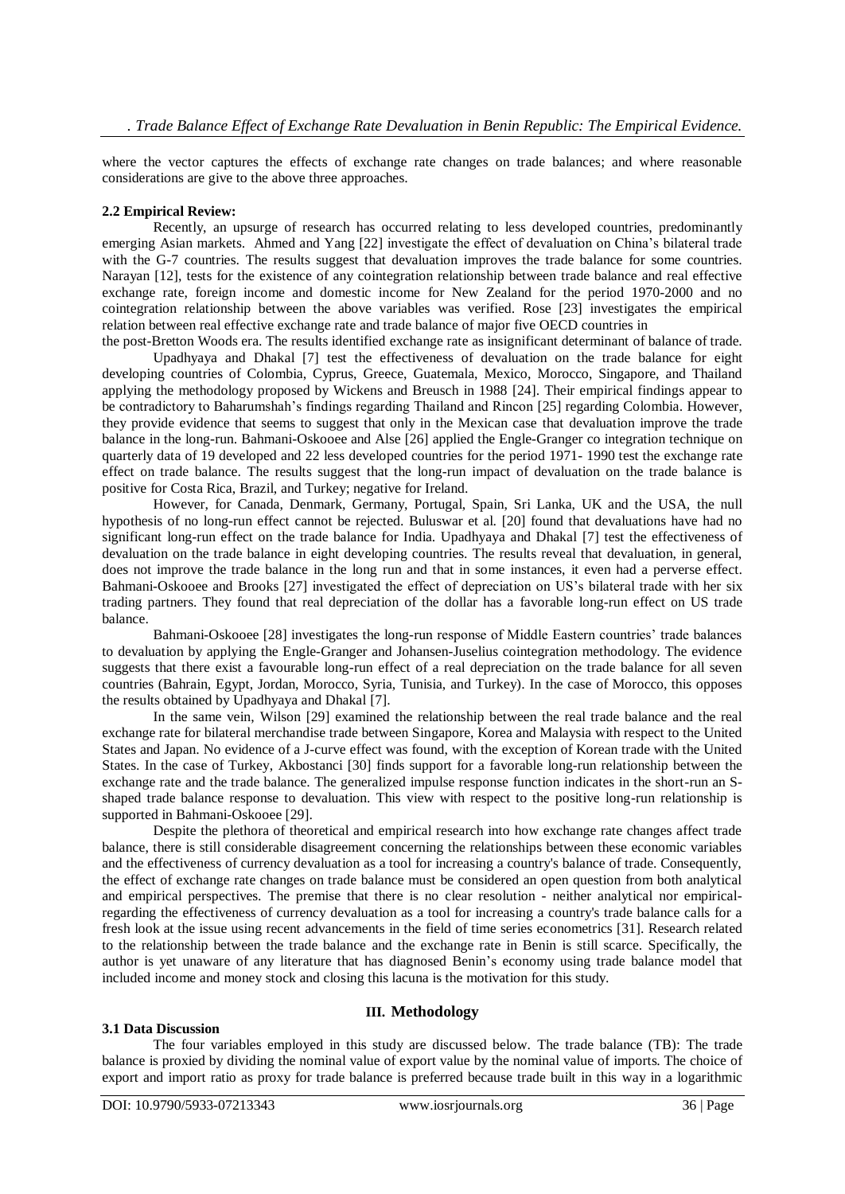where the vector captures the effects of exchange rate changes on trade balances; and where reasonable considerations are give to the above three approaches.

### 2.2 Empirical Review:

Recently, an upsurge of research has occurred relating to less developed countries, predominantly emerging Asian markets. Ahmed and Yang [22] investigate the effect of devaluation on China's bilateral trade with the G-7 countries. The results suggest that devaluation improves the trade balance for some countries. Narayan [12], tests for the existence of any cointegration relationship between trade balance and real effective exchange rate, foreign income and domestic income for New Zealand for the period 1970-2000 and no cointegration relationship between the above variables was verified. Rose [23] investigates the empirical relation between real effective exchange rate and trade balance of major five OECD countries in the post-Bretton Woods era. The results identified exchange rate as insignificant determinant of balance of trade.

Upadhyaya and Dhakal [7] test the effectiveness of devaluation on the trade balance for eight developing countries of Colombia, Cyprus, Greece, Guatemala, Mexico, Morocco, Singapore, and Thailand applying the methodology proposed by Wickens and Breusch in 1988 [24]. Their empirical findings appear to be contradictory to Baharumshah's findings regarding Thailand and Rincon [25] regarding Colombia. However, they provide evidence that seems to suggest that only in the Mexican case that devaluation improve the trade balance in the long-run. Bahmani-Oskooee and Alse [26] applied the Engle-Granger co integration technique on quarterly data of 19 developed and 22 less developed countries for the period 1971- 1990 test the exchange rate effect on trade balance. The results suggest that the long-run impact of devaluation on the trade balance is positive for Costa Rica, Brazil, and Turkey; negative for Ireland.

However, for Canada, Denmark, Germany, Portugal, Spain, Sri Lanka, UK and the USA, the null hypothesis of no long-run effect cannot be rejected. Buluswar et al. [20] found that devaluations have had no significant long-run effect on the trade balance for India. Upadhyaya and Dhakal [7] test the effectiveness of devaluation on the trade balance in eight developing countries. The results reveal that devaluation, in general, does not improve the trade balance in the long run and that in some instances, it even had a perverse effect. Bahmani-Oskooee and Brooks [27] investigated the effect of depreciation on US's bilateral trade with her six trading partners. They found that real depreciation of the dollar has a favorable long-run effect on US trade balance.

Bahmani-Oskooee [28] investigates the long-run response of Middle Eastern countries' trade balances to devaluation by applying the Engle-Granger and Johansen-Juselius cointegration methodology. The evidence suggests that there exist a favourable long-run effect of a real depreciation on the trade balance for all seven countries (Bahrain, Egypt, Jordan, Morocco, Syria, Tunisia, and Turkey). In the case of Morocco, this opposes the results obtained by Upadhyaya and Dhakal [7].

In the same vein, Wilson [29] examined the relationship between the real trade balance and the real exchange rate for bilateral merchandise trade between Singapore, Korea and Malaysia with respect to the United States and Japan. No evidence of a J-curve effect was found, with the exception of Korean trade with the United States. In the case of Turkey, Akbostanci [30] finds support for a favorable long-run relationship between the exchange rate and the trade balance. The generalized impulse response function indicates in the short-run an S-shaped trade balance response to devaluation. This view with respect to the positive long-run relationship is supported in Bahmani-Oskooee [29].

Despite the plethora of theoretical and empirical research into how exchange rate changes affect trade balance, there is still considerable disagreement concerning the relationships between these economic variables and the effectiveness of currency devaluation as a tool for increasing a country's balance of trade. Consequently, the effect of exchange rate changes on trade balance must be considered an open question from both analytical and empirical perspectives. The premise that there is no clear resolution - neither analytical nor empirical- regarding the effectiveness of currency devaluation as a tool for increasing a country's trade balance calls for a fresh look at the issue using recent advancements in the field of time series econometrics [31]. Research related to the relationship between the trade balance and the exchange rate in Benin is still scarce. Specifically, the author is yet unaware of any literature that has diagnosed Benin's economy using trade balance model that included income and money stock and closing this lacuna is the motivation for this study.

## III. Methodology

### 3.1 Data Discussion

The four variables employed in this study are discussed below. The trade balance (TB): The trade balance is proxied by dividing the nominal value of export value by the nominal value of imports. The choice of export and import ratio as proxy for trade balance is preferred because trade built in this way in a logarithmic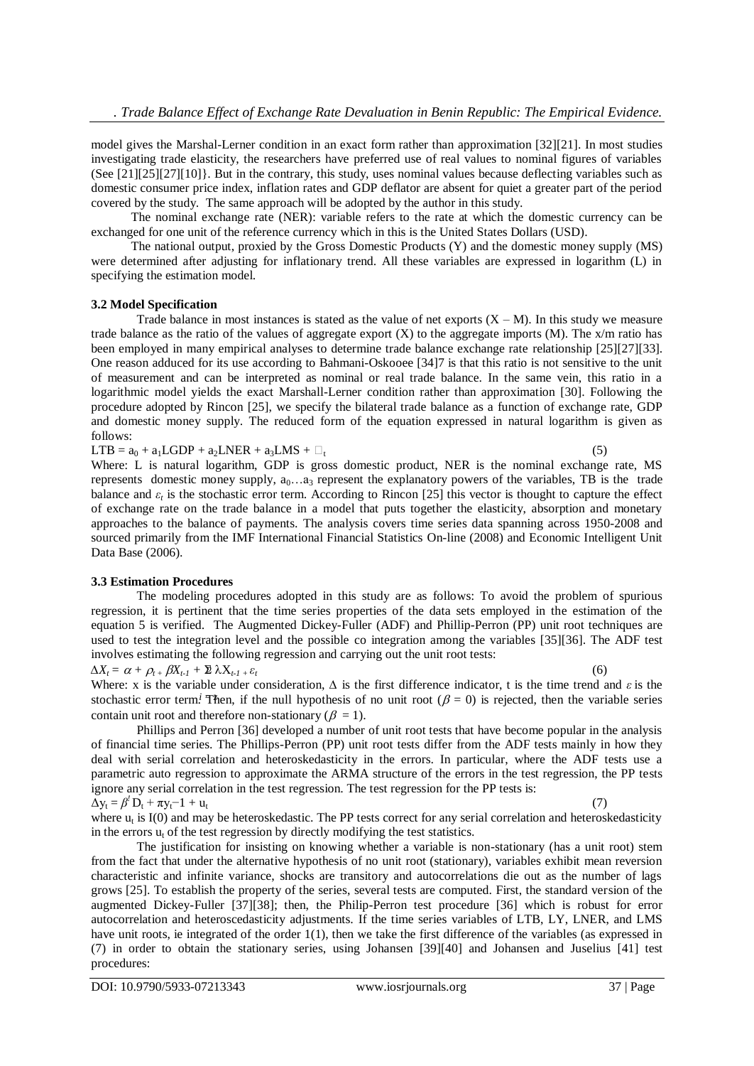model gives the Marshal-Lerner condition in an exact form rather than approximation [32][21]. In most studies investigating trade elasticity, the researchers have preferred use of real values to nominal figures of variables (See [21][25][27][10]}. But in the contrary, this study, uses nominal values because deflecting variables such as domestic consumer price index, inflation rates and GDP deflator are absent for quiet a greater part of the period covered by the study. The same approach will be adopted by the author in this study.

The nominal exchange rate (NER): variable refers to the rate at which the domestic currency can be exchanged for one unit of the reference currency which in this is the United States Dollars (USD).

The national output, proxied by the Gross Domestic Products (Y) and the domestic money supply (MS) were determined after adjusting for inflationary trend. All these variables are expressed in logarithm (L) in specifying the estimation model.

### 3.2 Model Specification

Trade balance in most instances is stated as the value of net exports (X – M). In this study we measure trade balance as the ratio of the values of aggregate export (X) to the aggregate imports (M). The x/m ratio has been employed in many empirical analyses to determine trade balance exchange rate relationship [25][27][33]. One reason adduced for its use according to Bahmani-Oskooee [34]7 is that this ratio is not sensitive to the unit of measurement and can be interpreted as nominal or real trade balance. In the same vein, this ratio in a logarithmic model yields the exact Marshall-Lerner condition rather than approximation [30]. Following the procedure adopted by Rincon [25], we specify the bilateral trade balance as a function of exchange rate, GDP and domestic money supply. The reduced form of the equation expressed in natural logarithm is given as follows:

$$LTB = a_0 + a_1LGDP + a_2LNER + a_3LMS + \varepsilon_t \quad (5)$$

Where: L is natural logarithm, GDP is gross domestic product, NER is the nominal exchange rate, MS represents domestic money supply, $a_0 \ldots a_3$ represent the explanatory powers of the variables, TB is the trade balance and $\varepsilon_t$ is the stochastic error term. According to Rincon [25] this vector is thought to capture the effect of exchange rate on the trade balance in a model that puts together the elasticity, absorption and monetary approaches to the balance of payments. The analysis covers time series data spanning across 1950-2008 and sourced primarily from the IMF International Financial Statistics On-line (2008) and Economic Intelligent Unit Data Base (2006).

### 3.3 Estimation Procedures

The modeling procedures adopted in this study are as follows: To avoid the problem of spurious regression, it is pertinent that the time series properties of the data sets employed in the estimation of the equation 5 is verified. The Augmented Dickey-Fuller (ADF) and Phillip-Perron (PP) unit root techniques are used to test the integration level and the possible co integration among the variables [35][36]. The ADF test involves estimating the following regression and carrying out the unit root tests:

$$\Delta X_t = \alpha + \rho_t + \beta X_{t-1} + \Sigma \lambda X_{t-1} + \varepsilon_t \quad (6)$$

Where: x is the variable under consideration, $\Delta$ is the first difference indicator, t is the time trend and $\varepsilon$ is the stochastic error term. Then, if the null hypothesis of no unit root ($\beta = 0$) is rejected, then the variable series contain unit root and therefore non-stationary ($\beta = 1$).

Phillips and Perron [36] developed a number of unit root tests that have become popular in the analysis of financial time series. The Phillips-Perron (PP) unit root tests differ from the ADF tests mainly in how they deal with serial correlation and heteroskedasticity in the errors. In particular, where the ADF tests use a parametric auto regression to approximate the ARMA structure of the errors in the test regression, the PP tests ignore any serial correlation in the test regression. The test regression for the PP tests is:

$$\Delta y_t = \beta' D_t + \pi y_t - 1 + u_t \quad (7)$$

where $u_t$ is I(0) and may be heteroskedastic. The PP tests correct for any serial correlation and heteroskedasticity in the errors $u_t$ of the test regression by directly modifying the test statistics.

The justification for insisting on knowing whether a variable is non-stationary (has a unit root) stem from the fact that under the alternative hypothesis of no unit root (stationary), variables exhibit mean reversion characteristic and infinite variance, shocks are transitory and autocorrelations die out as the number of lags grows [25]. To establish the property of the series, several tests are computed. First, the standard version of the augmented Dickey-Fuller [37][38]; then, the Philip-Perron test procedure [36] which is robust for error autocorrelation and heteroscedasticity adjustments. If the time series variables of LTB, LY, LNER, and LMS have unit roots, ie integrated of the order 1(1), then we take the first difference of the variables (as expressed in (7) in order to obtain the stationary series, using Johansen [39][40] and Johansen and Juselius [41] test procedures: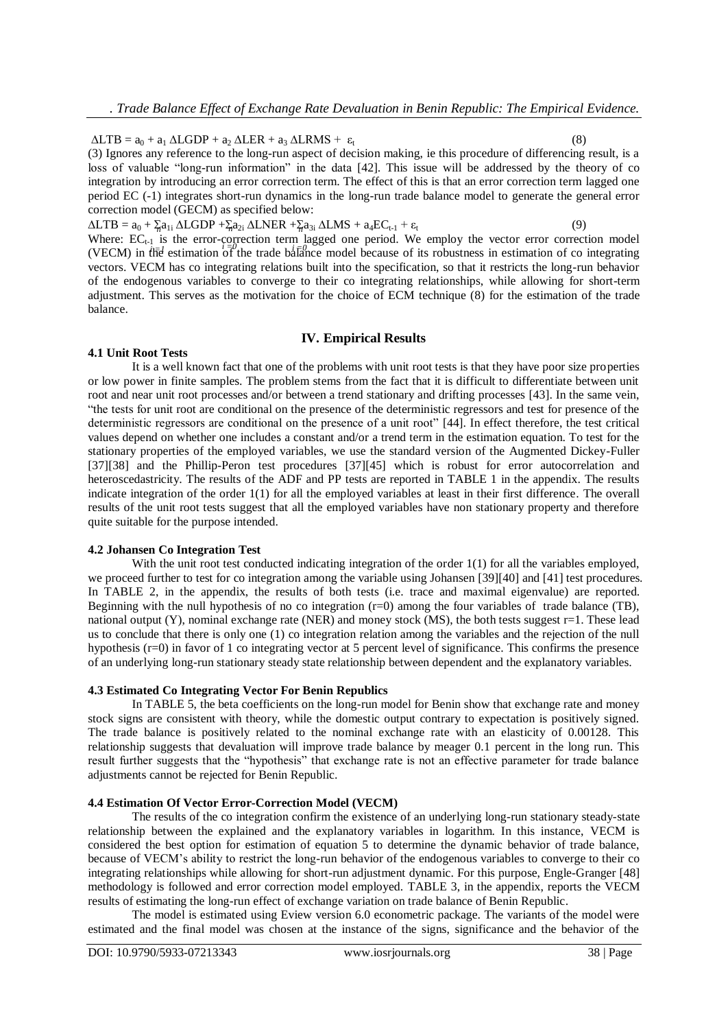$$\Delta LTB = a_0 + a_1 \Delta LGDP + a_2 \Delta LER + a_3 \Delta LRMS + \varepsilon_t \quad (8)$$

(3) Ignores any reference to the long-run aspect of decision making, ie this procedure of differencing result, is a loss of valuable "long-run information" in the data [42]. This issue will be addressed by the theory of co integration by introducing an error correction term. The effect of this is that an error correction term lagged one period EC (-1) integrates short-run dynamics in the long-run trade balance model to generate the general error correction model (GECM) as specified below:

$$\Delta LTB = a_0 + \sum_{i=1}^{n} a_{1i} \Delta LGDP + \sum_{i=0}^{n} a_{2i} \Delta LNER + \sum_{i=0}^{n} a_{3i} \Delta LMS + a_4 EC_{t-1} + \varepsilon_t \quad (9)$$

Where: $EC_{t-1}$ is the error-correction term lagged one period. We employ the vector error correction model (VECM) in the estimation of the trade balance model because of its robustness in estimation of co integrating vectors. VECM has co integrating relations built into the specification, so that it restricts the long-run behavior of the endogenous variables to converge to their co integrating relationships, while allowing for short-term adjustment. This serves as the motivation for the choice of ECM technique (8) for the estimation of the trade balance.

## IV. Empirical Results

### 4.1 Unit Root Tests

It is a well known fact that one of the problems with unit root tests is that they have poor size properties or low power in finite samples. The problem stems from the fact that it is difficult to differentiate between unit root and near unit root processes and/or between a trend stationary and drifting processes [43]. In the same vein, "the tests for unit root are conditional on the presence of the deterministic regressors and test for presence of the deterministic regressors are conditional on the presence of a unit root" [44]. In effect therefore, the test critical values depend on whether one includes a constant and/or a trend term in the estimation equation. To test for the stationary properties of the employed variables, we use the standard version of the Augmented Dickey-Fuller [37][38] and the Phillip-Peron test procedures [37][45] which is robust for error autocorrelation and heteroscedastricity. The results of the ADF and PP tests are reported in TABLE 1 in the appendix. The results indicate integration of the order 1(1) for all the employed variables at least in their first difference. The overall results of the unit root tests suggest that all the employed variables have non stationary property and therefore quite suitable for the purpose intended.

### 4.2 Johansen Co Integration Test

With the unit root test conducted indicating integration of the order 1(1) for all the variables employed, we proceed further to test for co integration among the variable using Johansen [39][40] and [41] test procedures. In TABLE 2, in the appendix, the results of both tests (i.e. trace and maximal eigenvalue) are reported. Beginning with the null hypothesis of no co integration (r=0) among the four variables of trade balance (TB), national output (Y), nominal exchange rate (NER) and money stock (MS), the both tests suggest r=1. These lead us to conclude that there is only one (1) co integration relation among the variables and the rejection of the null hypothesis (r=0) in favor of 1 co integrating vector at 5 percent level of significance. This confirms the presence of an underlying long-run stationary steady state relationship between dependent and the explanatory variables.

### 4.3 Estimated Co Integrating Vector For Benin Republics

In TABLE 5, the beta coefficients on the long-run model for Benin show that exchange rate and money stock signs are consistent with theory, while the domestic output contrary to expectation is positively signed. The trade balance is positively related to the nominal exchange rate with an elasticity of 0.00128. This relationship suggests that devaluation will improve trade balance by meager 0.1 percent in the long run. This result further suggests that the "hypothesis" that exchange rate is not an effective parameter for trade balance adjustments cannot be rejected for Benin Republic.

### 4.4 Estimation Of Vector Error-Correction Model (VECM)

The results of the co integration confirm the existence of an underlying long-run stationary steady-state relationship between the explained and the explanatory variables in logarithm. In this instance, VECM is considered the best option for estimation of equation 5 to determine the dynamic behavior of trade balance, because of VECM's ability to restrict the long-run behavior of the endogenous variables to converge to their co integrating relationships while allowing for short-run adjustment dynamic. For this purpose, Engle-Granger [48] methodology is followed and error correction model employed. TABLE 3, in the appendix, reports the VECM results of estimating the long-run effect of exchange variation on trade balance of Benin Republic.

The model is estimated using Eview version 6.0 econometric package. The variants of the model were estimated and the final model was chosen at the instance of the signs, significance and the behavior of the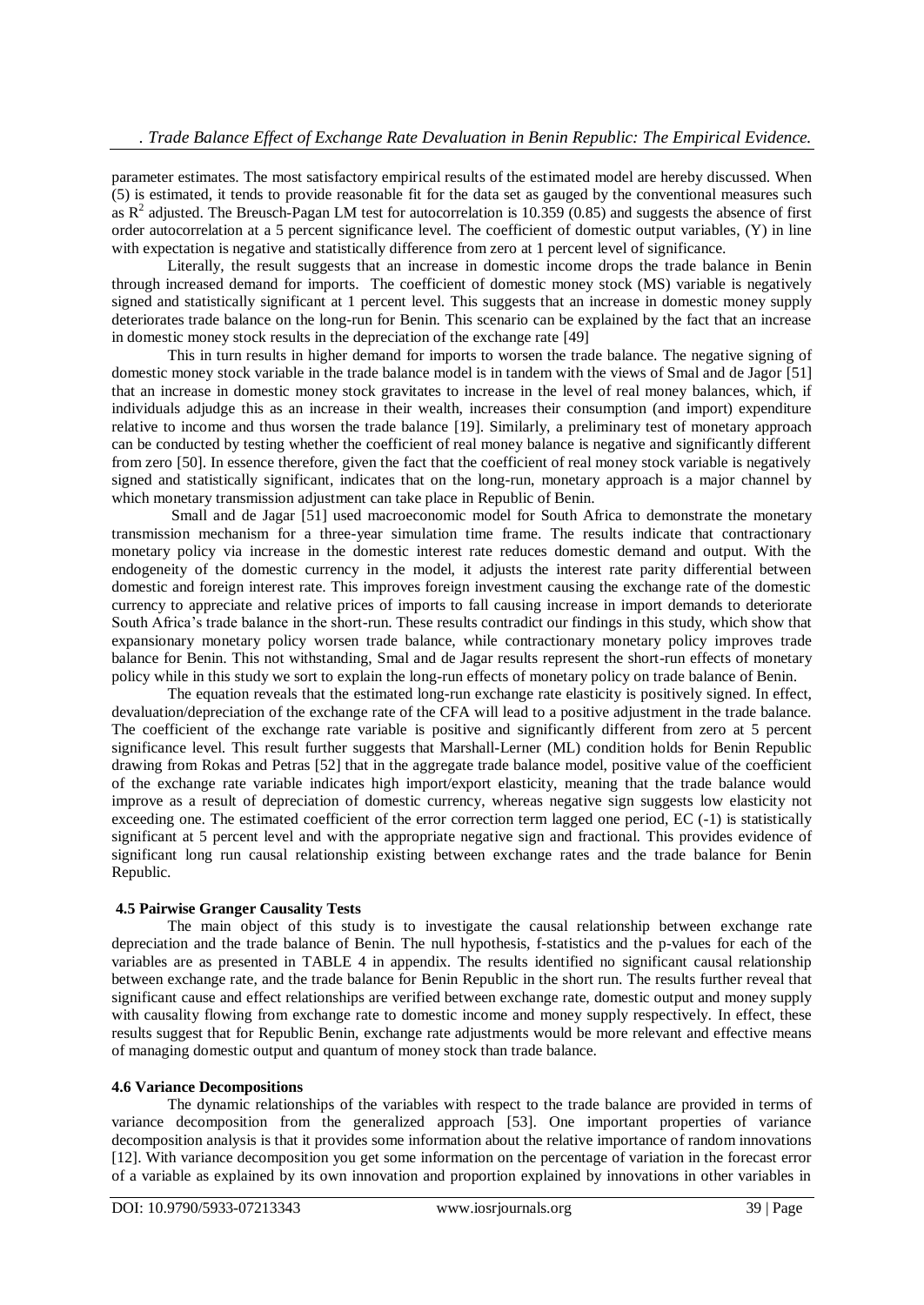parameter estimates. The most satisfactory empirical results of the estimated model are hereby discussed. When (5) is estimated, it tends to provide reasonable fit for the data set as gauged by the conventional measures such as $R^2$ adjusted. The Breusch-Pagan LM test for autocorrelation is 10.359 (0.85) and suggests the absence of first order autocorrelation at a 5 percent significance level. The coefficient of domestic output variables, (Y) in line with expectation is negative and statistically difference from zero at 1 percent level of significance.

Literally, the result suggests that an increase in domestic income drops the trade balance in Benin through increased demand for imports. The coefficient of domestic money stock (MS) variable is negatively signed and statistically significant at 1 percent level. This suggests that an increase in domestic money supply deteriorates trade balance on the long-run for Benin. This scenario can be explained by the fact that an increase in domestic money stock results in the depreciation of the exchange rate [49]

This in turn results in higher demand for imports to worsen the trade balance. The negative signing of domestic money stock variable in the trade balance model is in tandem with the views of Smal and de Jagor [51] that an increase in domestic money stock gravitates to increase in the level of real money balances, which, if individuals adjudge this as an increase in their wealth, increases their consumption (and import) expenditure relative to income and thus worsen the trade balance [19]. Similarly, a preliminary test of monetary approach can be conducted by testing whether the coefficient of real money balance is negative and significantly different from zero [50]. In essence therefore, given the fact that the coefficient of real money stock variable is negatively signed and statistically significant, indicates that on the long-run, monetary approach is a major channel by which monetary transmission adjustment can take place in Republic of Benin.

Small and de Jagar [51] used macroeconomic model for South Africa to demonstrate the monetary transmission mechanism for a three-year simulation time frame. The results indicate that contractionary monetary policy via increase in the domestic interest rate reduces domestic demand and output. With the endogeneity of the domestic currency in the model, it adjusts the interest rate parity differential between domestic and foreign interest rate. This improves foreign investment causing the exchange rate of the domestic currency to appreciate and relative prices of imports to fall causing increase in import demands to deteriorate South Africa's trade balance in the short-run. These results contradict our findings in this study, which show that expansionary monetary policy worsen trade balance, while contractionary monetary policy improves trade balance for Benin. This not withstanding, Smal and de Jagar results represent the short-run effects of monetary policy while in this study we sort to explain the long-run effects of monetary policy on trade balance of Benin.

The equation reveals that the estimated long-run exchange rate elasticity is positively signed. In effect, devaluation/depreciation of the exchange rate of the CFA will lead to a positive adjustment in the trade balance. The coefficient of the exchange rate variable is positive and significantly different from zero at 5 percent significance level. This result further suggests that Marshall-Lerner (ML) condition holds for Benin Republic drawing from Rokas and Petras [52] that in the aggregate trade balance model, positive value of the coefficient of the exchange rate variable indicates high import/export elasticity, meaning that the trade balance would improve as a result of depreciation of domestic currency, whereas negative sign suggests low elasticity not exceeding one. The estimated coefficient of the error correction term lagged one period, EC (-1) is statistically significant at 5 percent level and with the appropriate negative sign and fractional. This provides evidence of significant long run causal relationship existing between exchange rates and the trade balance for Benin Republic.

### 4.5 Pairwise Granger Causality Tests

The main object of this study is to investigate the causal relationship between exchange rate depreciation and the trade balance of Benin. The null hypothesis, f-statistics and the p-values for each of the variables are as presented in TABLE 4 in appendix. The results identified no significant causal relationship between exchange rate, and the trade balance for Benin Republic in the short run. The results further reveal that significant cause and effect relationships are verified between exchange rate, domestic output and money supply with causality flowing from exchange rate to domestic income and money supply respectively. In effect, these results suggest that for Republic Benin, exchange rate adjustments would be more relevant and effective means of managing domestic output and quantum of money stock than trade balance.

### 4.6 Variance Decompositions

The dynamic relationships of the variables with respect to the trade balance are provided in terms of variance decomposition from the generalized approach [53]. One important properties of variance decomposition analysis is that it provides some information about the relative importance of random innovations [12]. With variance decomposition you get some information on the percentage of variation in the forecast error of a variable as explained by its own innovation and proportion explained by innovations in other variables in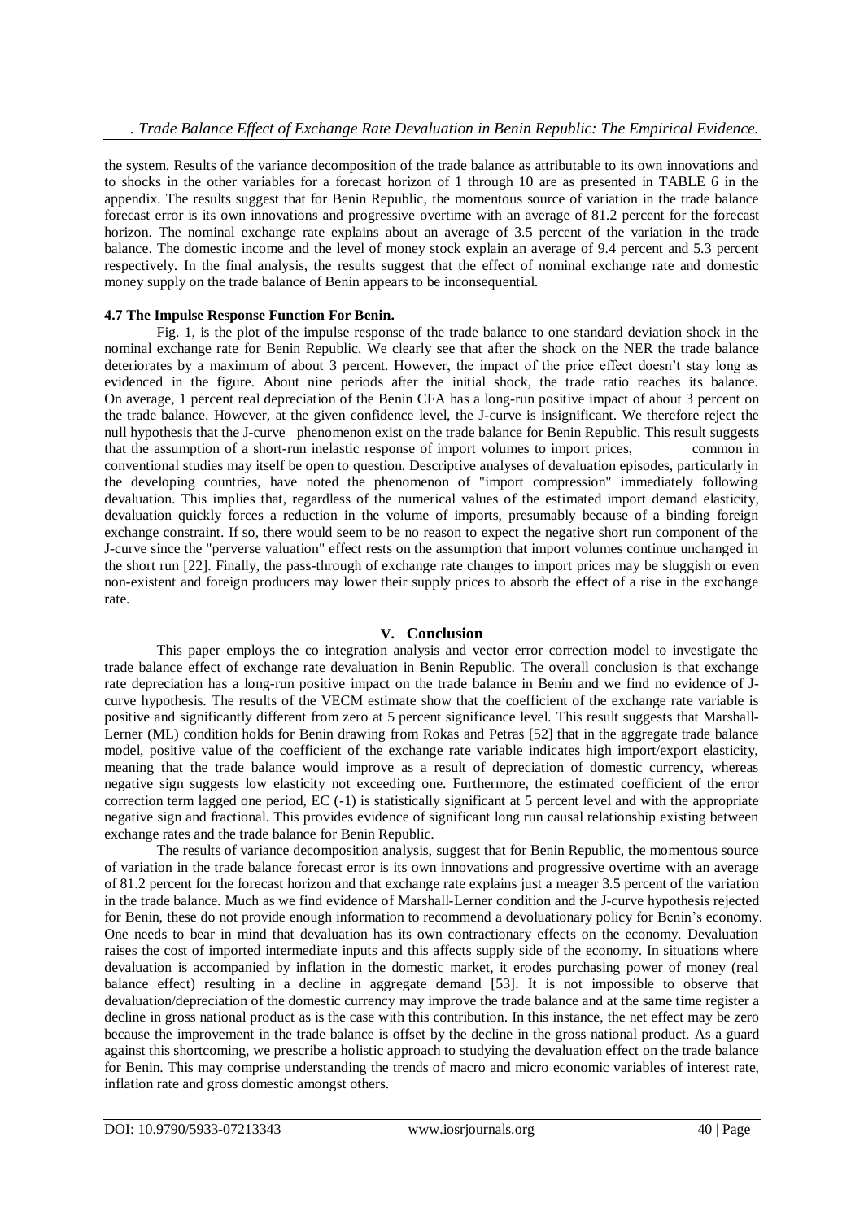the system. Results of the variance decomposition of the trade balance as attributable to its own innovations and to shocks in the other variables for a forecast horizon of 1 through 10 are as presented in TABLE 6 in the appendix. The results suggest that for Benin Republic, the momentous source of variation in the trade balance forecast error is its own innovations and progressive overtime with an average of 81.2 percent for the forecast horizon. The nominal exchange rate explains about an average of 3.5 percent of the variation in the trade balance. The domestic income and the level of money stock explain an average of 9.4 percent and 5.3 percent respectively. In the final analysis, the results suggest that the effect of nominal exchange rate and domestic money supply on the trade balance of Benin appears to be inconsequential.

### 4.7 The Impulse Response Function For Benin.

Fig. 1, is the plot of the impulse response of the trade balance to one standard deviation shock in the nominal exchange rate for Benin Republic. We clearly see that after the shock on the NER the trade balance deteriorates by a maximum of about 3 percent. However, the impact of the price effect doesn't stay long as evidenced in the figure. About nine periods after the initial shock, the trade ratio reaches its balance. On average, 1 percent real depreciation of the Benin CFA has a long-run positive impact of about 3 percent on the trade balance. However, at the given confidence level, the J-curve is insignificant. We therefore reject the null hypothesis that the J-curve phenomenon exist on the trade balance for Benin Republic. This result suggests that the assumption of a short-run inelastic response of import volumes to import prices, common in conventional studies may itself be open to question. Descriptive analyses of devaluation episodes, particularly in the developing countries, have noted the phenomenon of "import compression" immediately following devaluation. This implies that, regardless of the numerical values of the estimated import demand elasticity, devaluation quickly forces a reduction in the volume of imports, presumably because of a binding foreign exchange constraint. If so, there would seem to be no reason to expect the negative short run component of the J-curve since the "perverse valuation" effect rests on the assumption that import volumes continue unchanged in the short run [22]. Finally, the pass-through of exchange rate changes to import prices may be sluggish or even non-existent and foreign producers may lower their supply prices to absorb the effect of a rise in the exchange rate.

## V. Conclusion

This paper employs the co integration analysis and vector error correction model to investigate the trade balance effect of exchange rate devaluation in Benin Republic. The overall conclusion is that exchange rate depreciation has a long-run positive impact on the trade balance in Benin and we find no evidence of J-curve hypothesis. The results of the VECM estimate show that the coefficient of the exchange rate variable is positive and significantly different from zero at 5 percent significance level. This result suggests that Marshall-Lerner (ML) condition holds for Benin drawing from Rokas and Petras [52] that in the aggregate trade balance model, positive value of the coefficient of the exchange rate variable indicates high import/export elasticity, meaning that the trade balance would improve as a result of depreciation of domestic currency, whereas negative sign suggests low elasticity not exceeding one. Furthermore, the estimated coefficient of the error correction term lagged one period, EC (-1) is statistically significant at 5 percent level and with the appropriate negative sign and fractional. This provides evidence of significant long run causal relationship existing between exchange rates and the trade balance for Benin Republic.

The results of variance decomposition analysis, suggest that for Benin Republic, the momentous source of variation in the trade balance forecast error is its own innovations and progressive overtime with an average of 81.2 percent for the forecast horizon and that exchange rate explains just a meager 3.5 percent of the variation in the trade balance. Much as we find evidence of Marshall-Lerner condition and the J-curve hypothesis rejected for Benin, these do not provide enough information to recommend a devoluationary policy for Benin's economy. One needs to bear in mind that devaluation has its own contractionary effects on the economy. Devaluation raises the cost of imported intermediate inputs and this affects supply side of the economy. In situations where devaluation is accompanied by inflation in the domestic market, it erodes purchasing power of money (real balance effect) resulting in a decline in aggregate demand [53]. It is not impossible to observe that devaluation/depreciation of the domestic currency may improve the trade balance and at the same time register a decline in gross national product as is the case with this contribution. In this instance, the net effect may be zero because the improvement in the trade balance is offset by the decline in the gross national product. As a guard against this shortcoming, we prescribe a holistic approach to studying the devaluation effect on the trade balance for Benin. This may comprise understanding the trends of macro and micro economic variables of interest rate, inflation rate and gross domestic amongst others.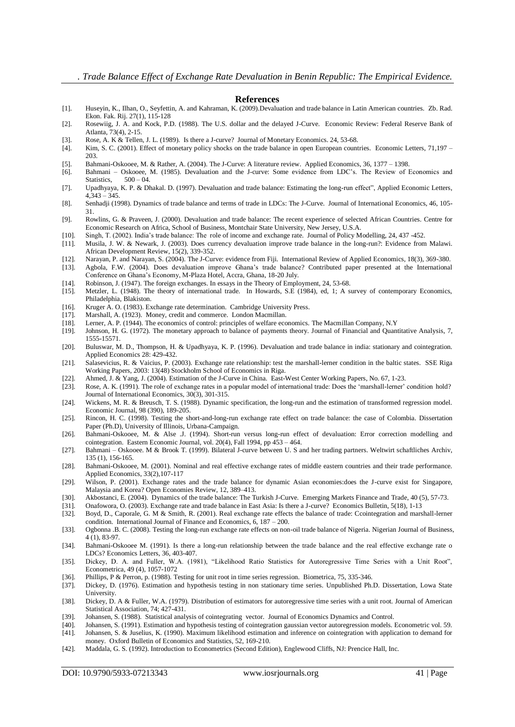# References

[1]. Huseyin, K., Ilhan, O., Seyfettin, A. and Kahraman, K. (2009).Devaluation and trade balance in Latin American countries. Zb. Rad. Ekon. Fak. Rij. 27(1), 115-128

[2]. Rosewiig, J. A. and Kock, P.D. (1988). The U.S. dollar and the delayed J-Curve. Economic Review: Federal Reserve Bank of Atlanta, 73(4), 2-15.

[3]. Rose, A. K & Tellen, J. L. (1989). Is there a J-curve? Journal of Monetary Economics. 24, 53-68.

[4]. Kim, S. C. (2001). Effect of monetary policy shocks on the trade balance in open European countries. Economic Letters, 71,197 – 203.

[5]. Bahmani-Oskooee, M. & Rather, A. (2004). The J-Curve: A literature review. Applied Economics, 36, 1377 – 1398.

[6]. Bahmani – Oskooee, M. (1985). Devaluation and the J-curve: Some evidence from LDC's. The Review of Economics and Statistics, 500 – 04.

[7]. Upadhyaya, K. P. & Dhakal. D. (1997). Devaluation and trade balance: Estimating the long-run effect", Applied Economic Letters, 4,343 – 345.

[8]. Senhadji (1998). Dynamics of trade balance and terms of trade in LDCs: The J-Curve. Journal of International Economics, 46, 105-31.

[9]. Rowlins, G. & Praveen, J. (2000). Devaluation and trade balance: The recent experience of selected African Countries. Centre for Economic Research on Africa, School of Business, Montchair State University, New Jersey, U.S.A.

[10]. Singh, T. (2002). India's trade balance: The role of income and exchange rate. Journal of Policy Modelling, 24, 437 -452.

[11]. Musila, J. W. & Newark, J. (2003). Does currency devaluation improve trade balance in the long-run?: Evidence from Malawi. African Development Review, 15(2), 339-352.

[12]. Narayan, P. and Narayan, S. (2004). The J-Curve: evidence from Fiji. International Review of Applied Economics, 18(3), 369-380.

[13]. Agbola, F.W. (2004). Does devaluation improve Ghana's trade balance? Contributed paper presented at the International Conference on Ghana's Economy, M-Plaza Hotel, Accra, Ghana, 18-20 July.

[14]. Robinson, J. (1947). The foreign exchanges. In essays in the Theory of Employment, 24, 53-68.

[15]. Metzler, L. (1948). The theory of international trade. In Howards, S.E (1984), ed, 1; A survey of contemporary Economics, Philadelphia, Blakiston.

[16]. Kruger A. O. (1983). Exchange rate determination. Cambridge University Press.

[17]. Marshall, A. (1923). Money, credit and commerce. London Macmillan.

[18]. Lerner, A. P. (1944). The economics of control: principles of welfare economics. The Macmillan Company, N.Y

[19]. Johnson, H. G. (1972). The monetary approach to balance of payments theory. Journal of Financial and Quantitative Analysis, 7, 1555-15571.

[20]. Buluswar, M. D., Thompson, H. & Upadhyaya, K. P. (1996). Devaluation and trade balance in india: stationary and cointegration. Applied Economics 28: 429-432.

[21]. Salasevicius, R. & Vaicius, P. (2003). Exchange rate relationship: test the marshall-lerner condition in the baltic states. SSE Riga Working Papers, 2003: 13(48) Stockholm School of Economics in Riga.

[22]. Ahmed, J. & Yang, J. (2004). Estimation of the J-Curve in China. East-West Center Working Papers, No. 67, 1-23.

[23]. Rose, A. K. (1991). The role of exchange rates in a popular model of international trade: Does the 'marshall-lerner' condition hold? Journal of International Economics, 30(3), 301-315.

[24]. Wickens, M. R. & Breusch, T. S. (1988). Dynamic specification, the long-run and the estimation of transformed regression model. Economic Journal, 98 (390), 189-205.

[25]. Rincon, H. C. (1998). Testing the short-and-long-run exchange rate effect on trade balance: the case of Colombia. Dissertation Paper (Ph.D), University of Illinois, Urbana-Campaign.

[26]. Bahmani-Oskooee, M. & Alse .J. (1994). Short-run versus long-run effect of devaluation: Error correction modelling and cointegration. Eastern Economic Journal, vol. 20(4), Fall 1994, pp 453 – 464.

[27]. Bahmani – Oskooee. M & Brook T. (1999). Bilateral J-curve between U. S and her trading partners. Weltwirt schaftliches Archiv, 135 (1), 156-165.

[28]. Bahmani-Oskooee, M. (2001). Nominal and real effective exchange rates of middle eastern countries and their trade performance. Applied Economics, 33(2),107-117

[29]. Wilson, P. (2001). Exchange rates and the trade balance for dynamic Asian economies:does the J-curve exist for Singapore, Malaysia and Korea? Open Economies Review, 12, 389–413.

[30]. Akbostanci, E. (2004). Dynamics of the trade balance: The Turkish J-Curve. Emerging Markets Finance and Trade, 40 (5), 57-73.

[31]. Onafowora, O. (2003). Exchange rate and trade balance in East Asia: Is there a J-curve? Economics Bulletin, 5(18), 1-13

[32]. Boyd, D., Caporale, G. M & Smith, R. (2001). Real exchange rate effects the balance of trade: Ccointegration and marshall-lerner condition. International Journal of Finance and Economics, 6, 187 – 200.

[33]. Ogbonna .B. C. (2008). Testing the long-run exchange rate effects on non-oil trade balance of Nigeria. Nigerian Journal of Business, 4 (1), 83-97.

[34]. Bahmani-Oskooee M. (1991). Is there a long-run relationship between the trade balance and the real effective exchange rate o LDCs? Economics Letters, 36, 403-407.

[35]. Dickey, D. A. and Fuller, W.A. (1981), "Likelihood Ratio Statistics for Autoregressive Time Series with a Unit Root", Econometrica, 49 (4), 1057-1072

[36]. Phillips, P & Perron, p. (1988). Testing for unit root in time series regression. Biometrica, 75, 335-346.

[37]. Dickey, D. (1976). Estimation and hypothesis testing in non stationary time series. Unpublished Ph.D. Dissertation, Lowa State University.

[38]. Dickey, D. A & Fuller, W.A. (1979). Distribution of estimators for autoregressive time series with a unit root. Journal of American Statistical Association, 74; 427-431.

[39]. Johansen, S. (1988). Statistical analysis of cointegrating vector. Journal of Economics Dynamics and Control.

[40]. Johansen, S. (1991). Estimation and hypothesis testing of cointegration gaussian vector autoregression models. Econometric vol. 59.

[41]. Johansen, S. & Juselius, K. (1990). Maximum likelihood estimation and inference on cointegration with application to demand for money. Oxford Bulletin of Economics and Statistics, 52, 169-210.

[42]. Maddala, G. S. (1992). Introduction to Econometrics (Second Edition), Englewood Cliffs, NJ: Prencice Hall, Inc.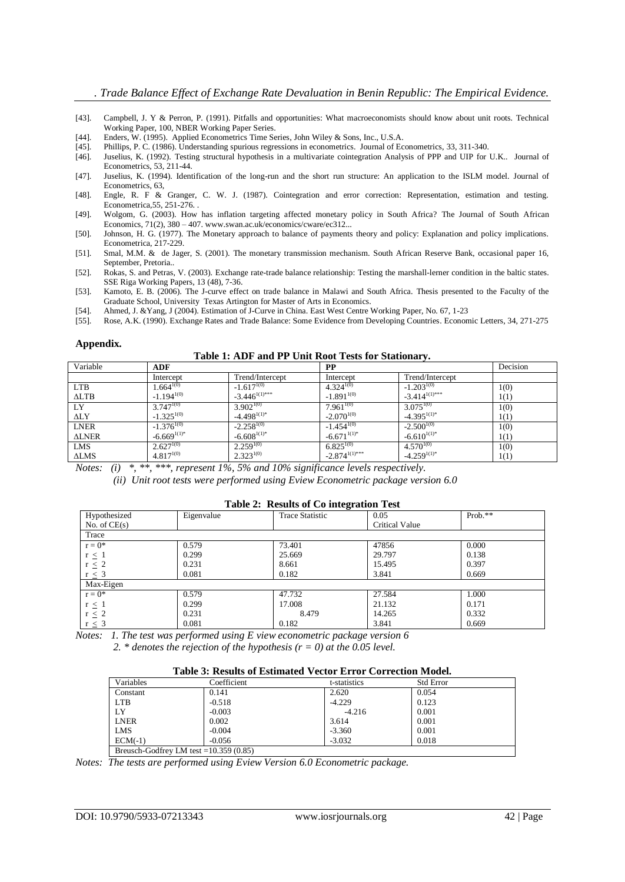[43]. Campbell, J. Y & Perron, P. (1991). Pitfalls and opportunities: What macroeconomists should know about unit roots. Technical Working Paper, 100, NBER Working Paper Series.

[44]. Enders, W. (1995). Applied Econometrics Time Series, John Wiley & Sons, Inc., U.S.A.

[45]. Phillips, P. C. (1986). Understanding spurious regressions in econometrics. Journal of Econometrics, 33, 311-340.

[46]. Juselius, K. (1992). Testing structural hypothesis in a multivariate cointegration Analysis of PPP and UIP for U.K.. Journal of Econometrics, 53, 211-44.

[47]. Juselius, K. (1994). Identification of the long-run and the short run structure: An application to the ISLM model. Journal of Econometrics, 63,

[48]. Engle, R. F & Granger, C. W. J. (1987). Cointegration and error correction: Representation, estimation and testing. Econometrica,55, 251-276. .

[49]. Wolgom, G. (2003). How has inflation targeting affected monetary policy in South Africa? The Journal of South African Economics, 71(2), 380 – 407. www.swan.ac.uk/economics/cware/ec312...

[50]. Johnson, H. G. (1977). The Monetary approach to balance of payments theory and policy: Explanation and policy implications. Econometrica, 217-229.

[51]. Smal, M.M. & de Jager, S. (2001). The monetary transmission mechanism. South African Reserve Bank, occasional paper 16, September, Pretoria..

[52]. Rokas, S. and Petras, V. (2003). Exchange rate-trade balance relationship: Testing the marshall-lerner condition in the baltic states. SSE Riga Working Papers, 13 (48), 7-36.

[53]. Kamoto, E. B. (2006). The J-curve effect on trade balance in Malawi and South Africa. Thesis presented to the Faculty of the Graduate School, University Texas Artington for Master of Arts in Economics.

[54]. Ahmed, J. &Yang, J (2004). Estimation of J-Curve in China. East West Centre Working Paper, No. 67, 1-23

[55]. Rose, A.K. (1990). Exchange Rates and Trade Balance: Some Evidence from Developing Countries. Economic Letters, 34, 271-275

## Appendix.

**Table 1: ADF and PP Unit Root Tests for Stationary.**

| Variable | ADF | | PP | | Decision |
|---|---|---|---|---|---|
| | Intercept | Trend/Intercept | Intercept | Trend/Intercept | |
| LTB | $1.664^{I(0)}$ | $-1.617^{I(0)}$ | $4.324^{I(0)}$ | $-1.203^{I(0)}$ | I(0) |
| ΔLTB | $-1.194^{I(0)}$ | $-3.446^{I(1)***}$ | $-1.891^{I(0)}$ | $-3.414^{I(1)***}$ | I(1) |
| LY | $3.747^{I(0)}$ | $3.902^{I(0)}$ | $7.961^{I(0)}$ | $3.075^{I(0)}$ | I(0) |
| ΔLY | $-1.325^{I(0)}$ | $-4.498^{I(1)*}$ | $-2.070^{I(0)}$ | $-4.395^{I(1)*}$ | I(1) |
| LNER | $-1.376^{I(0)}$ | $-2.258^{I(0)}$ | $-1.454^{I(0)}$ | $-2.500^{I(0)}$ | I(0) |
| ΔLNER | $-6.669^{I(1)*}$ | $-6.608^{I(1)*}$ | $-6.671^{I(1)*}$ | $-6.610^{I(1)*}$ | I(1) |
| LMS | $2.627^{I(0)}$ | $2.259^{I(0)}$ | $6.825^{I(0)}$ | $4.570^{I(0)}$ | I(0) |
| ΔLMS | $4.817^{I(0)}$ | $2.323^{I(0)}$ | $-2.874^{I(1)***}$ | $-4.259^{I(1)*}$ | I(1) |

*Notes: (i) *, **, ***, represent 1%, 5% and 10% significance levels respectively.*

*(ii) Unit root tests were performed using Eview Econometric package version 6.0*

**Table 2: Results of Co integration Test**

| Hypothesized No. of CE(s) | Eigenvalue | Trace Statistic | 0.05 Critical Value | Prob.** |
|---|---|---|---|---|
| Trace | | | | |
| r = 0* | 0.579 | 73.401 | 47856 | 0.000 |
| r ≤ 1 | 0.299 | 25.669 | 29.797 | 0.138 |
| r ≤ 2 | 0.231 | 8.661 | 15.495 | 0.397 |
| r ≤ 3 | 0.081 | 0.182 | 3.841 | 0.669 |
| Max-Eigen | | | | |
| r = 0* | 0.579 | 47.732 | 27.584 | 1.000 |
| r ≤ 1 | 0.299 | 17.008 | 21.132 | 0.171 |
| r ≤ 2 | 0.231 | 8.479 | 14.265 | 0.332 |
| r ≤ 3 | 0.081 | 0.182 | 3.841 | 0.669 |

*Notes: 1. The test was performed using E view econometric package version 6*

*2. * denotes the rejection of the hypothesis (r = 0) at the 0.05 level.*

**Table 3: Results of Estimated Vector Error Correction Model.**

| Variables | Coefficient | t-statistics | Std Error |
|---|---|---|---|
| Constant | 0.141 | 2.620 | 0.054 |
| LTB | -0.518 | -4.229 | 0.123 |
| LY | -0.003 | -4.216 | 0.001 |
| LNER | 0.002 | 3.614 | 0.001 |
| LMS | -0.004 | -3.360 | 0.001 |
| ECM(-1) | -0.056 | -3.032 | 0.018 |
| Breusch-Godfrey LM test =10.359 (0.85) | | | |

*Notes: The tests are performed using Eview Version 6.0 Econometric package.*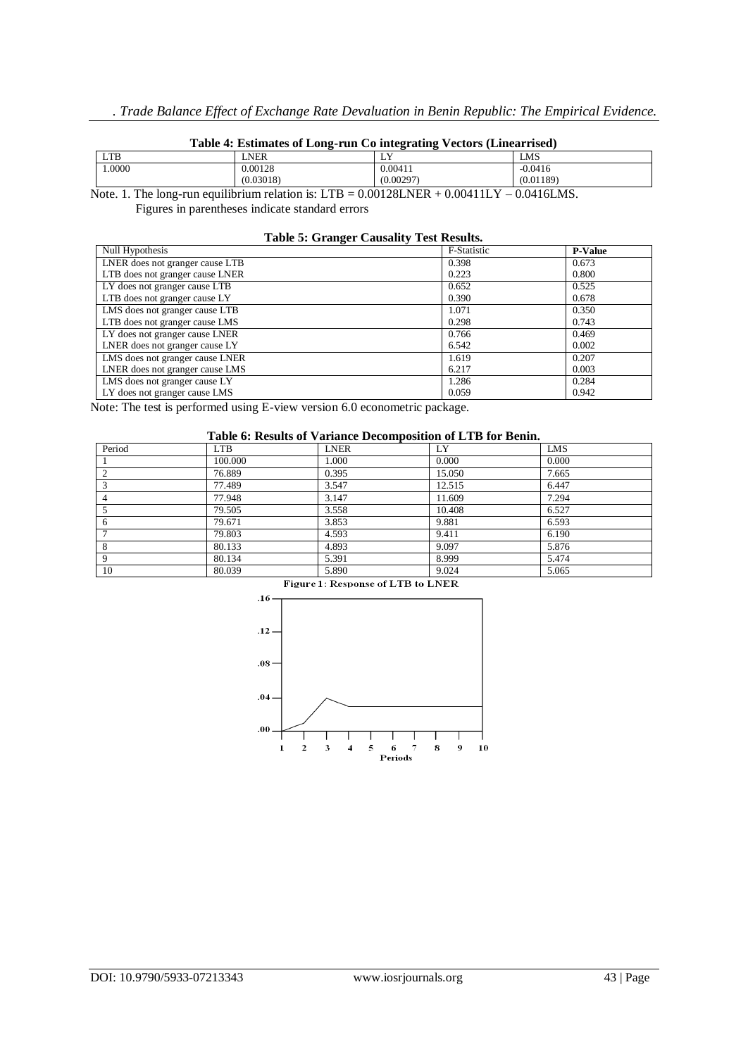**Table 4: Estimates of Long-run Co integrating Vectors (Linearrised)**

| LTB | LNER | LY | LMS |
|---|---|---|---|
| 1.0000 | 0.00128<br>(0.03018) | 0.00411<br>(0.00297) | -0.0416<br>(0.01189) |

Note. 1. The long-run equilibrium relation is: LTB = 0.00128LNER + 0.00411LY – 0.0416LMS.
Figures in parentheses indicate standard errors

**Table 5: Granger Causality Test Results.**

| Null Hypothesis | F-Statistic | P-Value |
|---|---|---|
| LNER does not granger cause LTB | 0.398 | 0.673 |
| LTB does not granger cause LNER | 0.223 | 0.800 |
| LY does not granger cause LTB | 0.652 | 0.525 |
| LTB does not granger cause LY | 0.390 | 0.678 |
| LMS does not granger cause LTB | 1.071 | 0.350 |
| LTB does not granger cause LMS | 0.298 | 0.743 |
| LY does not granger cause LNER | 0.766 | 0.469 |
| LNER does not granger cause LY | 6.542 | 0.002 |
| LMS does not granger cause LNER | 1.619 | 0.207 |
| LNER does not granger cause LMS | 6.217 | 0.003 |
| LMS does not granger cause LY | 1.286 | 0.284 |
| LY does not granger cause LMS | 0.059 | 0.942 |

Note: The test is performed using E-view version 6.0 econometric package.

**Table 6: Results of Variance Decomposition of LTB for Benin.**

| Period | LTB | LNER | LY | LMS |
|---|---|---|---|---|
| 1 | 100.000 | 1.000 | 0.000 | 0.000 |
| 2 | 76.889 | 0.395 | 15.050 | 7.665 |
| 3 | 77.489 | 3.547 | 12.515 | 6.447 |
| 4 | 77.948 | 3.147 | 11.609 | 7.294 |
| 5 | 79.505 | 3.558 | 10.408 | 6.527 |
| 6 | 79.671 | 3.853 | 9.881 | 6.593 |
| 7 | 79.803 | 4.593 | 9.411 | 6.190 |
| 8 | 80.133 | 4.893 | 9.097 | 5.876 |
| 9 | 80.134 | 5.391 | 8.999 | 5.474 |
| 10 | 80.039 | 5.890 | 9.024 | 5.065 |

**Figure 1: Response of LTB to LNER**

.16
.12
.08
.04
.00
1 2 3 4 5 6 7 8 9 10
Periods